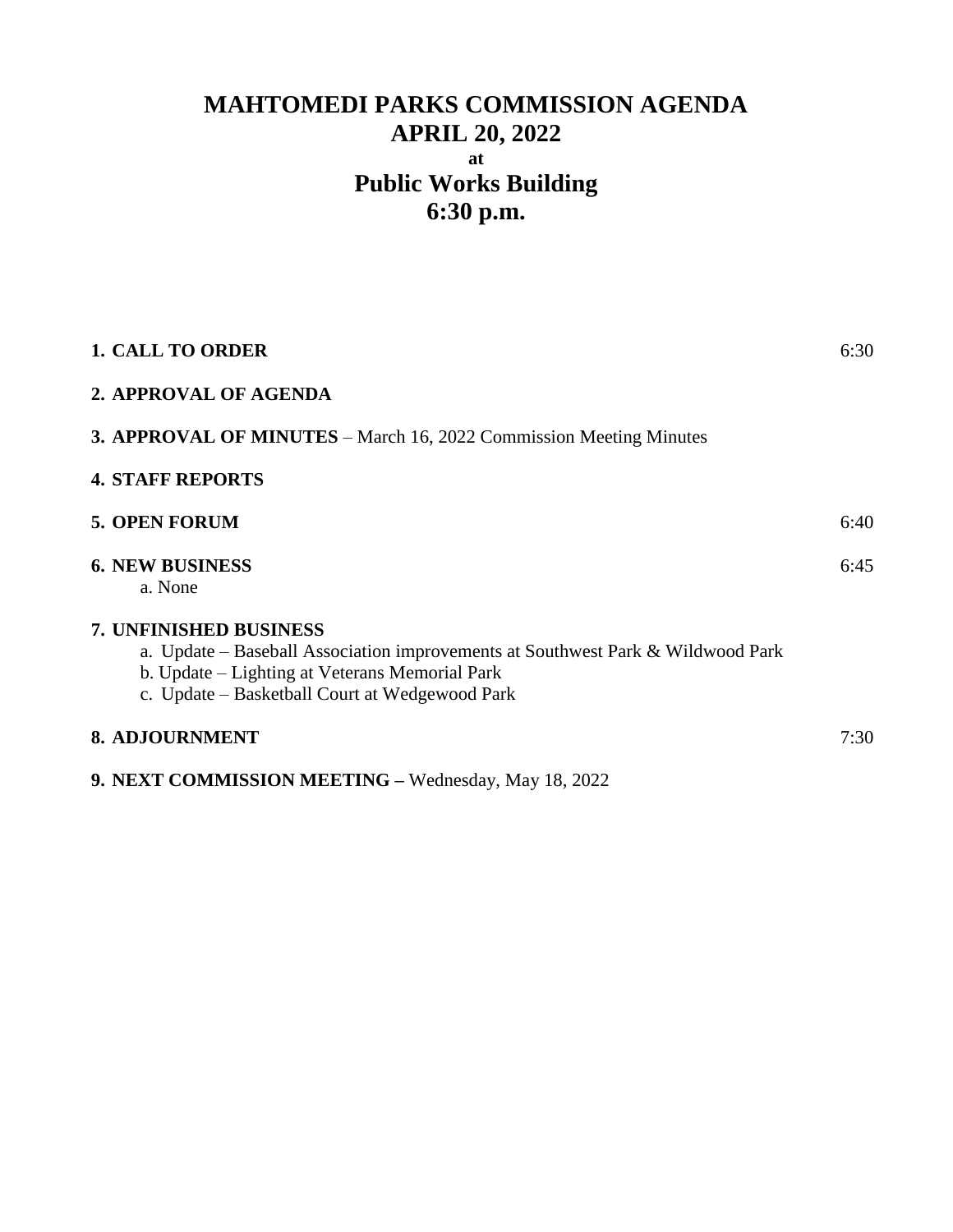# MAHTOMEDI PARKS COMMISSION AGENDA
# APRIL 20, 2022
**at**
# Public Works Building
# 6:30 p.m.

**1. CALL TO ORDER** 6:30

**2. APPROVAL OF AGENDA**

**3. APPROVAL OF MINUTES** – March 16, 2022 Commission Meeting Minutes

**4. STAFF REPORTS**

**5. OPEN FORUM** 6:40

**6. NEW BUSINESS** 6:45

a. None

**7. UNFINISHED BUSINESS**

a. Update – Baseball Association improvements at Southwest Park & Wildwood Park

b. Update – Lighting at Veterans Memorial Park

c. Update – Basketball Court at Wedgewood Park

**8. ADJOURNMENT** 7:30

**9. NEXT COMMISSION MEETING –** Wednesday, May 18, 2022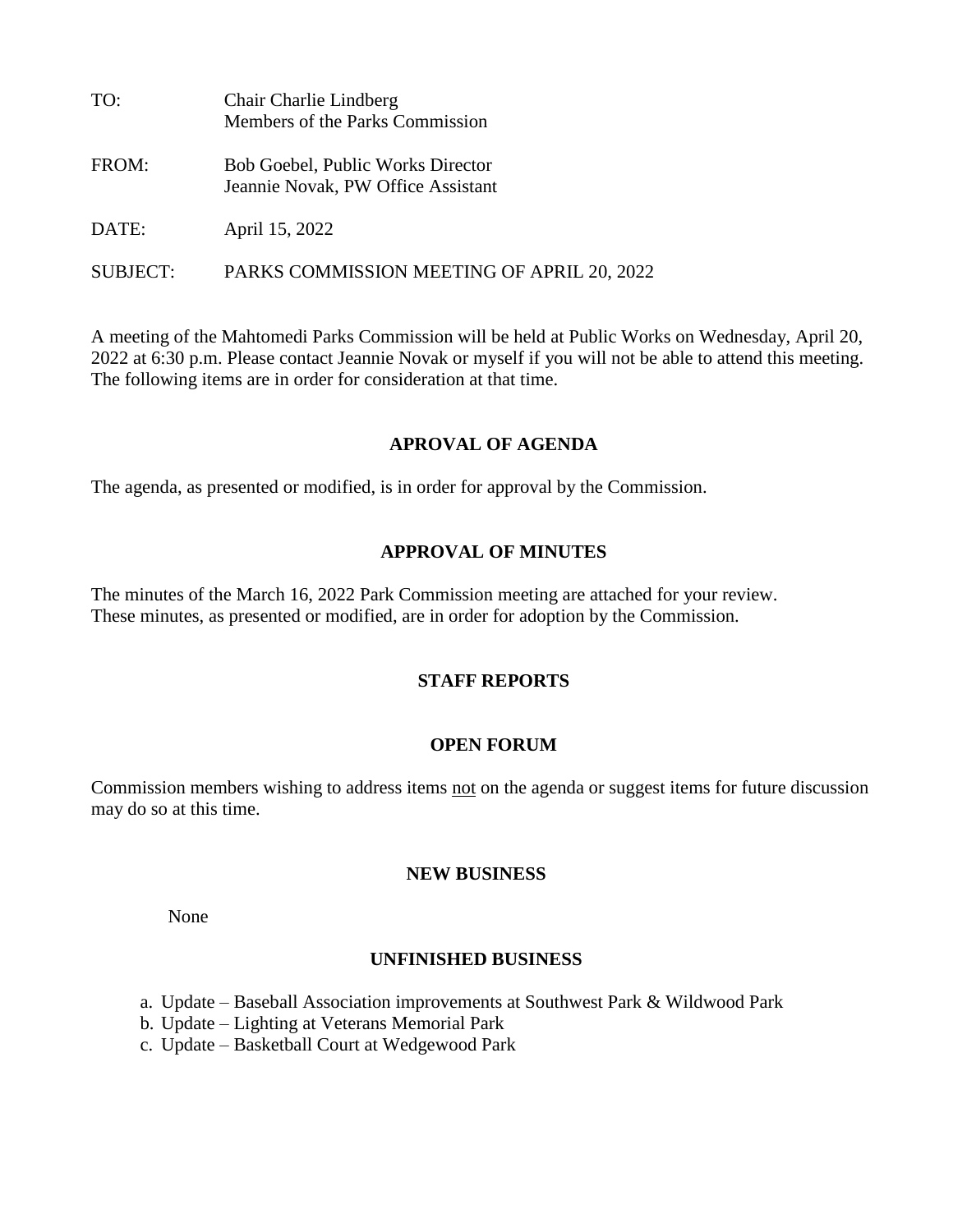| | |
|---|---|
| TO: | Chair Charlie Lindberg<br>Members of the Parks Commission |
| FROM: | Bob Goebel, Public Works Director<br>Jeannie Novak, PW Office Assistant |
| DATE: | April 15, 2022 |
| SUBJECT: | PARKS COMMISSION MEETING OF APRIL 20, 2022 |

A meeting of the Mahtomedi Parks Commission will be held at Public Works on Wednesday, April 20, 2022 at 6:30 p.m. Please contact Jeannie Novak or myself if you will not be able to attend this meeting. The following items are in order for consideration at that time.

## APROVAL OF AGENDA

The agenda, as presented or modified, is in order for approval by the Commission.

## APPROVAL OF MINUTES

The minutes of the March 16, 2022 Park Commission meeting are attached for your review. These minutes, as presented or modified, are in order for adoption by the Commission.

## STAFF REPORTS

## OPEN FORUM

Commission members wishing to address items <u>not</u> on the agenda or suggest items for future discussion may do so at this time.

## NEW BUSINESS

None

## UNFINISHED BUSINESS

a. Update – Baseball Association improvements at Southwest Park & Wildwood Park
b. Update – Lighting at Veterans Memorial Park
c. Update – Basketball Court at Wedgewood Park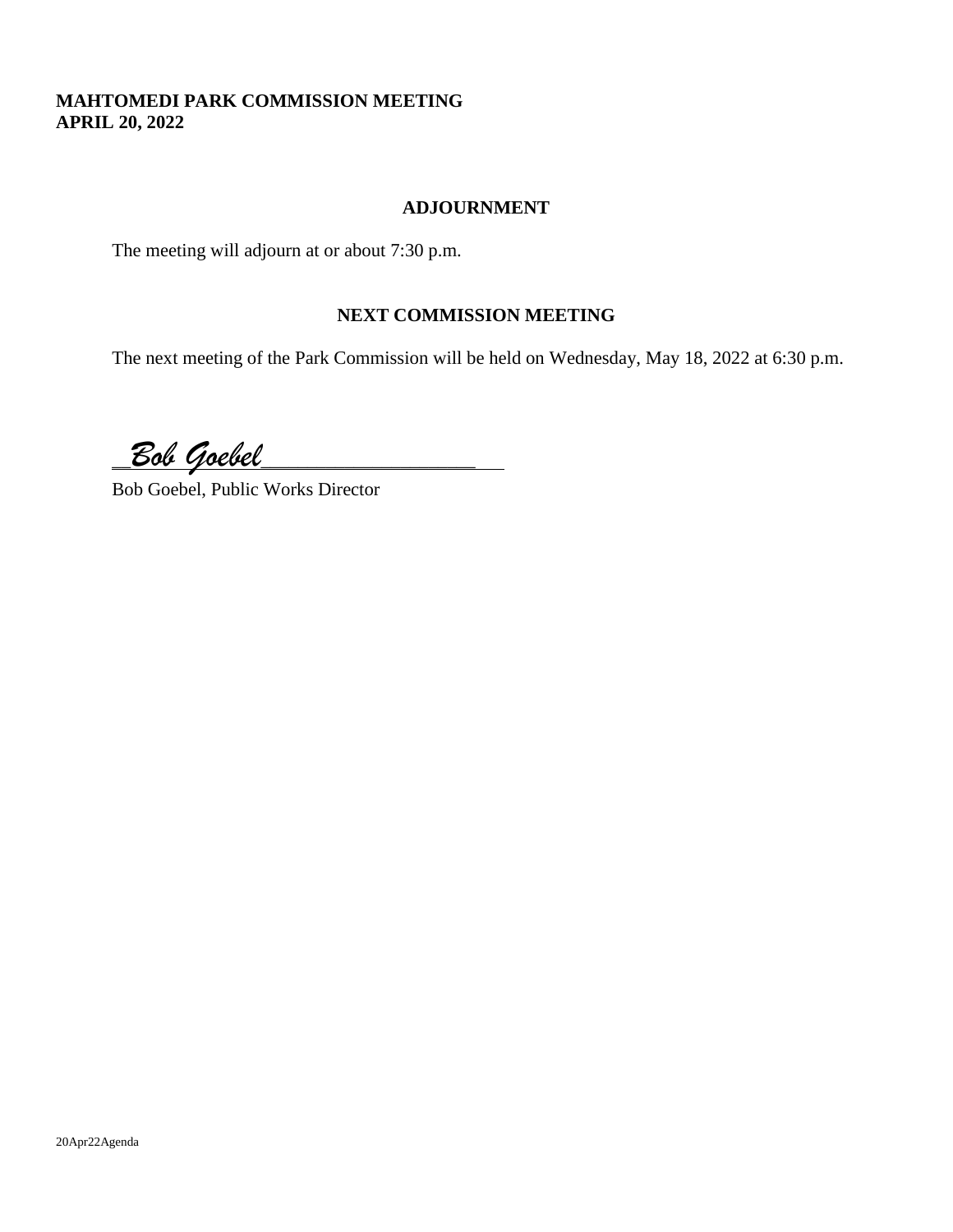**MAHTOMEDI PARK COMMISSION MEETING**
**APRIL 20, 2022**

## ADJOURNMENT

The meeting will adjourn at or about 7:30 p.m.

## NEXT COMMISSION MEETING

The next meeting of the Park Commission will be held on Wednesday, May 18, 2022 at 6:30 p.m.

_Bob Goebel____________________

Bob Goebel, Public Works Director

20Apr22Agenda